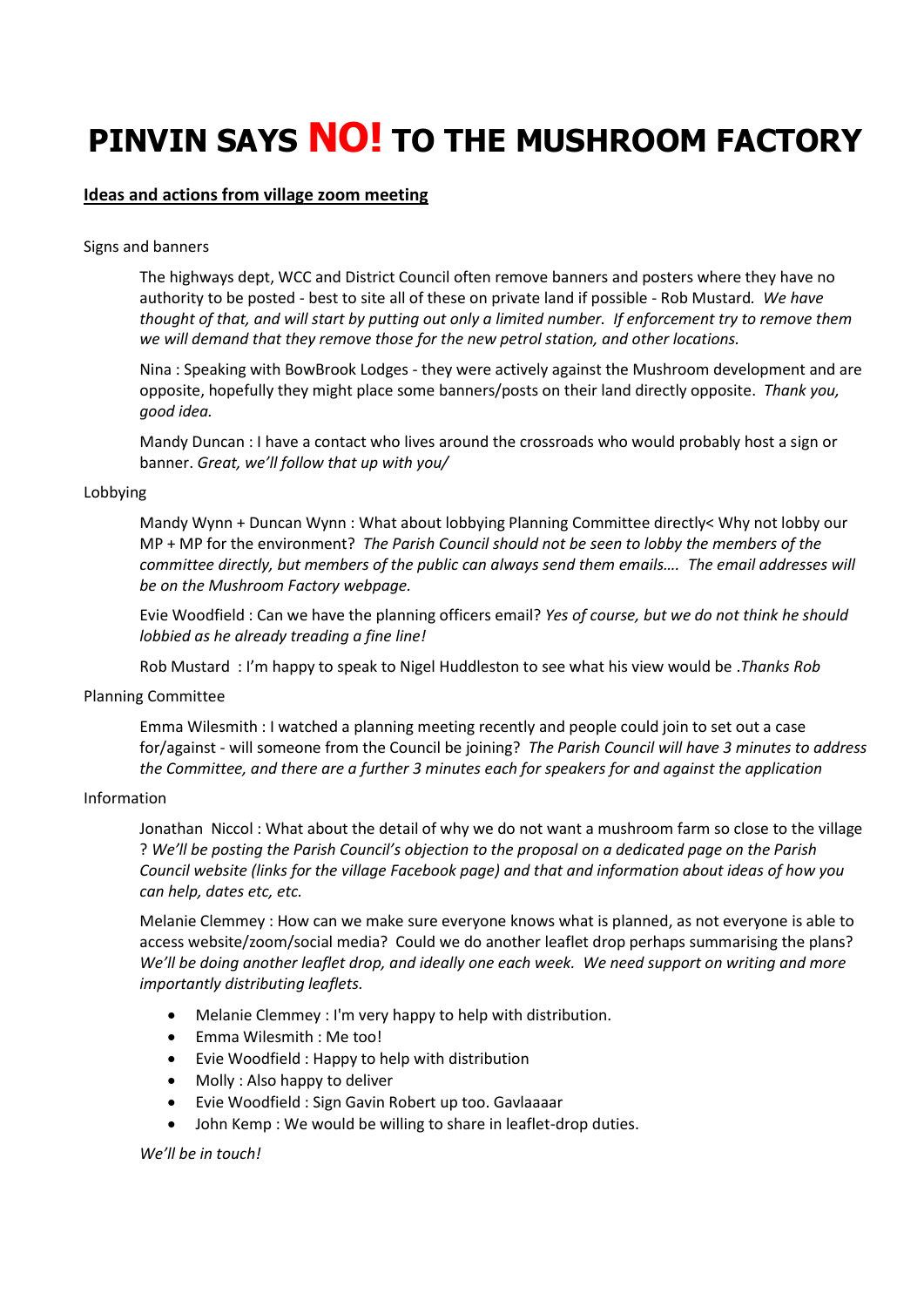# PINVIN SAYS **NO!** TO THE MUSHROOM FACTORY

## Ideas and actions from village zoom meeting

Signs and banners

The highways dept, WCC and District Council often remove banners and posters where they have no authority to be posted - best to site all of these on private land if possible - Rob Mustard. *We have thought of that, and will start by putting out only a limited number. If enforcement try to remove them we will demand that they remove those for the new petrol station, and other locations.*

Nina : Speaking with BowBrook Lodges - they were actively against the Mushroom development and are opposite, hopefully they might place some banners/posts on their land directly opposite. *Thank you, good idea.*

Mandy Duncan : I have a contact who lives around the crossroads who would probably host a sign or banner. *Great, we'll follow that up with you/*

Lobbying

Mandy Wynn + Duncan Wynn : What about lobbying Planning Committee directly< Why not lobby our MP + MP for the environment? *The Parish Council should not be seen to lobby the members of the committee directly, but members of the public can always send them emails…. The email addresses will be on the Mushroom Factory webpage.*

Evie Woodfield : Can we have the planning officers email? *Yes of course, but we do not think he should lobbied as he already treading a fine line!*

Rob Mustard : I'm happy to speak to Nigel Huddleston to see what his view would be .*Thanks Rob*

Planning Committee

Emma Wilesmith : I watched a planning meeting recently and people could join to set out a case for/against - will someone from the Council be joining? *The Parish Council will have 3 minutes to address the Committee, and there are a further 3 minutes each for speakers for and against the application*

Information

Jonathan Niccol : What about the detail of why we do not want a mushroom farm so close to the village ? *We'll be posting the Parish Council's objection to the proposal on a dedicated page on the Parish Council website (links for the village Facebook page) and that and information about ideas of how you can help, dates etc, etc.*

Melanie Clemmey : How can we make sure everyone knows what is planned, as not everyone is able to access website/zoom/social media? Could we do another leaflet drop perhaps summarising the plans? *We'll be doing another leaflet drop, and ideally one each week. We need support on writing and more importantly distributing leaflets.*

- Melanie Clemmey : I'm very happy to help with distribution.
- Emma Wilesmith : Me too!
- Evie Woodfield : Happy to help with distribution
- Molly : Also happy to deliver
- Evie Woodfield : Sign Gavin Robert up too. Gavlaaaar
- John Kemp : We would be willing to share in leaflet-drop duties.

*We'll be in touch!*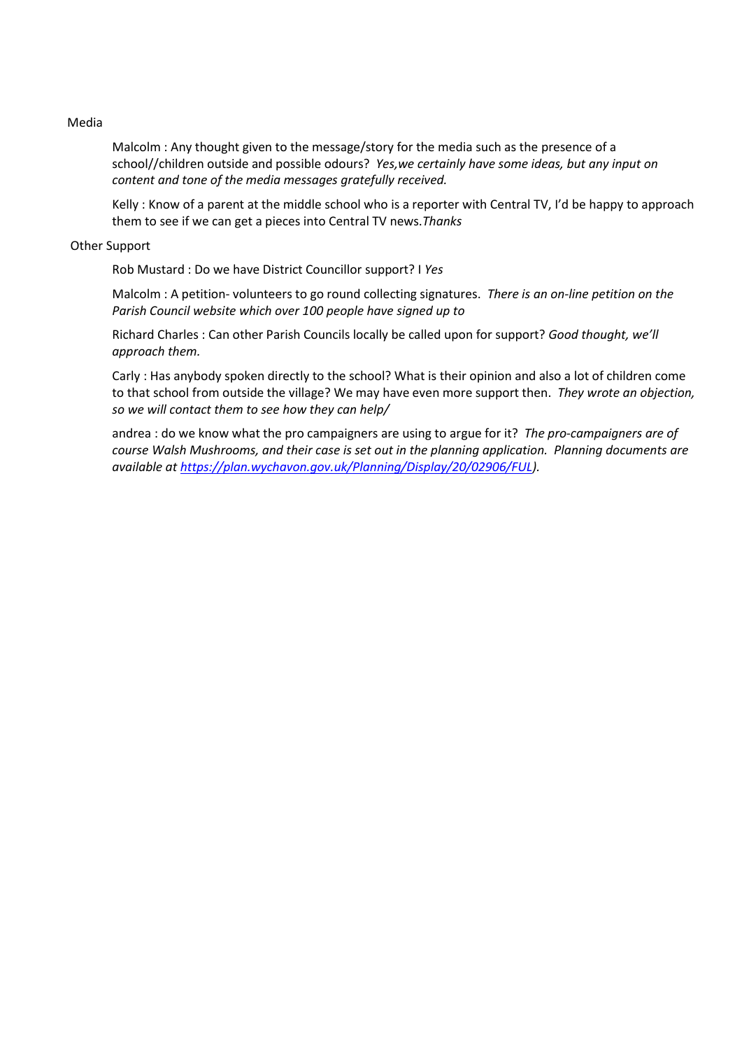Media

Malcolm : Any thought given to the message/story for the media such as the presence of a school//children outside and possible odours? *Yes,we certainly have some ideas, but any input on content and tone of the media messages gratefully received.*

Kelly : Know of a parent at the middle school who is a reporter with Central TV, I'd be happy to approach them to see if we can get a pieces into Central TV news.*Thanks*

Other Support

Rob Mustard : Do we have District Councillor support? I *Yes*

Malcolm : A petition- volunteers to go round collecting signatures. *There is an on-line petition on the Parish Council website which over 100 people have signed up to*

Richard Charles : Can other Parish Councils locally be called upon for support? *Good thought, we'll approach them.*

Carly : Has anybody spoken directly to the school? What is their opinion and also a lot of children come to that school from outside the village? We may have even more support then. *They wrote an objection, so we will contact them to see how they can help/*

andrea : do we know what the pro campaigners are using to argue for it? *The pro-campaigners are of course Walsh Mushrooms, and their case is set out in the planning application. Planning documents are available at [https://plan.wychavon.gov.uk/Planning/Display/20/02906/FUL](https://plan.wychavon.gov.uk/Planning/Display/20/02906/FUL)).*